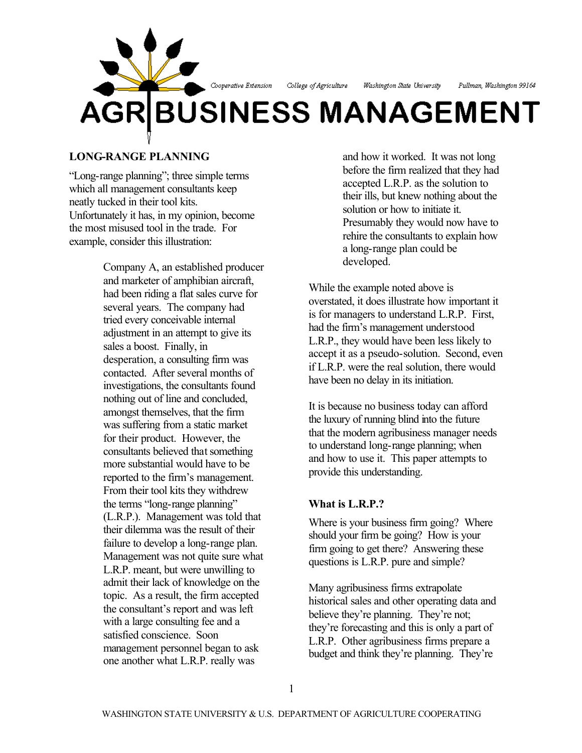Cooperative Extension College of Agriculture Washington State University Pullman, Washington 99164

# AGRIBUSINESS MANAGEMENT

## LONG-RANGE PLANNING

"Long-range planning"; three simple terms which all management consultants keep neatly tucked in their tool kits. Unfortunately it has, in my opinion, become the most misused tool in the trade. For example, consider this illustration:

> Company A, an established producer and marketer of amphibian aircraft, had been riding a flat sales curve for several years. The company had tried every conceivable internal adjustment in an attempt to give its sales a boost. Finally, in desperation, a consulting firm was contacted. After several months of investigations, the consultants found nothing out of line and concluded, amongst themselves, that the firm was suffering from a static market for their product. However, the consultants believed that something more substantial would have to be reported to the firm's management. From their tool kits they withdrew the terms "long-range planning" (L.R.P.). Management was told that their dilemma was the result of their failure to develop a long-range plan. Management was not quite sure what L.R.P. meant, but were unwilling to admit their lack of knowledge on the topic. As a result, the firm accepted the consultant's report and was left with a large consulting fee and a satisfied conscience. Soon management personnel began to ask one another what L.R.P. really was and how it worked. It was not long before the firm realized that they had accepted L.R.P. as the solution to their ills, but knew nothing about the solution or how to initiate it. Presumably they would now have to rehire the consultants to explain how a long-range plan could be developed.

While the example noted above is overstated, it does illustrate how important it is for managers to understand L.R.P. First, had the firm's management understood L.R.P., they would have been less likely to accept it as a pseudo-solution. Second, even if L.R.P. were the real solution, there would have been no delay in its initiation.

It is because no business today can afford the luxury of running blind into the future that the modern agribusiness manager needs to understand long-range planning; when and how to use it. This paper attempts to provide this understanding.

### What is L.R.P.?

Where is your business firm going? Where should your firm be going? How is your firm going to get there? Answering these questions is L.R.P. pure and simple?

Many agribusiness firms extrapolate historical sales and other operating data and believe they're planning. They're not; they're forecasting and this is only a part of L.R.P. Other agribusiness firms prepare a budget and think they're planning. They're

WASHINGTON STATE UNIVERSITY & U.S. DEPARTMENT OF AGRICULTURE COOPERATING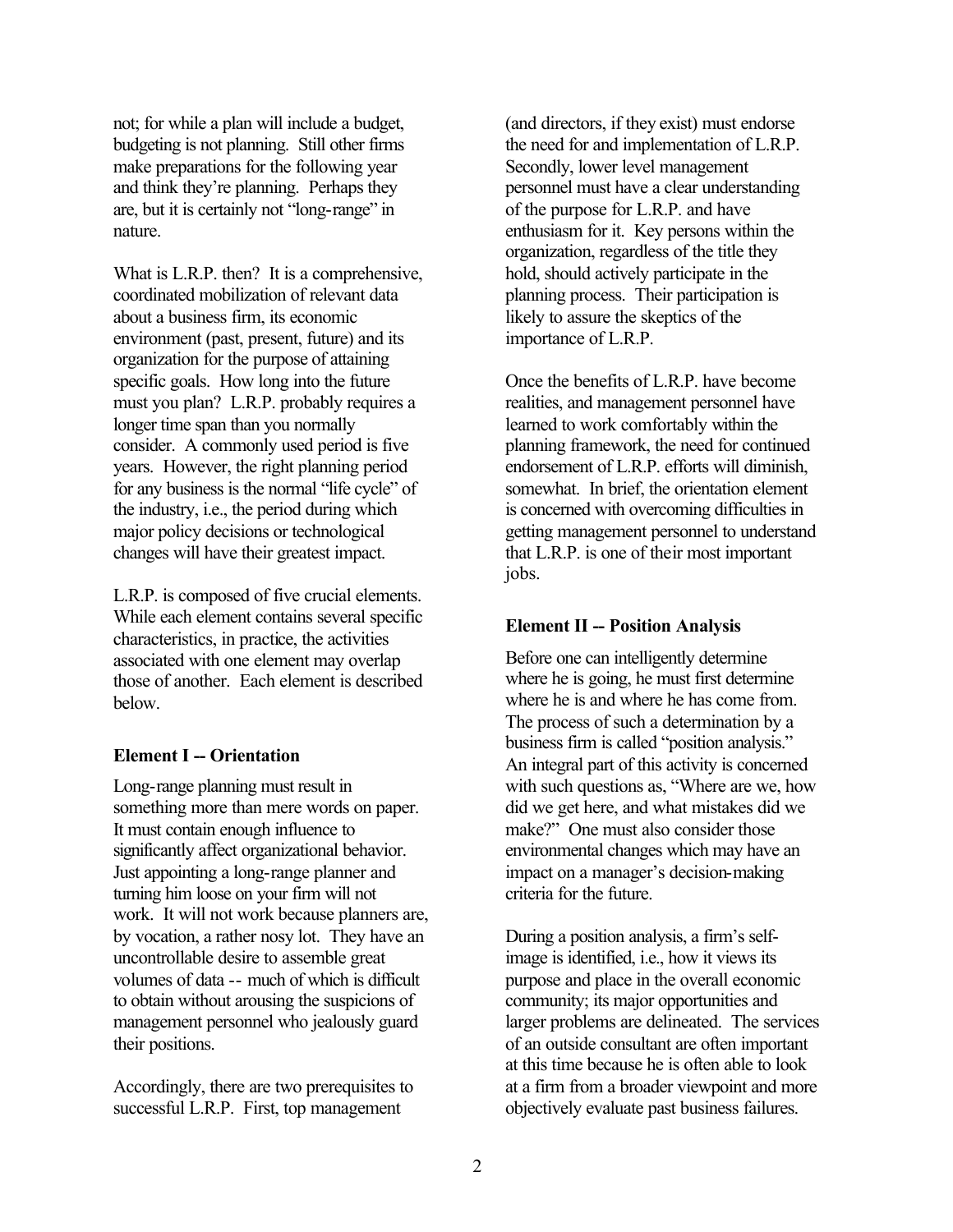not; for while a plan will include a budget, budgeting is not planning. Still other firms make preparations for the following year and think they're planning. Perhaps they are, but it is certainly not "long-range" in nature.

What is L.R.P. then? It is a comprehensive, coordinated mobilization of relevant data about a business firm, its economic environment (past, present, future) and its organization for the purpose of attaining specific goals. How long into the future must you plan? L.R.P. probably requires a longer time span than you normally consider. A commonly used period is five years. However, the right planning period for any business is the normal "life cycle" of the industry, i.e., the period during which major policy decisions or technological changes will have their greatest impact.

L.R.P. is composed of five crucial elements. While each element contains several specific characteristics, in practice, the activities associated with one element may overlap those of another. Each element is described below.

### Element I -- Orientation

Long-range planning must result in something more than mere words on paper. It must contain enough influence to significantly affect organizational behavior. Just appointing a long-range planner and turning him loose on your firm will not work. It will not work because planners are, by vocation, a rather nosy lot. They have an uncontrollable desire to assemble great volumes of data -- much of which is difficult to obtain without arousing the suspicions of management personnel who jealously guard their positions.

Accordingly, there are two prerequisites to successful L.R.P. First, top management (and directors, if they exist) must endorse the need for and implementation of L.R.P. Secondly, lower level management personnel must have a clear understanding of the purpose for L.R.P. and have enthusiasm for it. Key persons within the organization, regardless of the title they hold, should actively participate in the planning process. Their participation is likely to assure the skeptics of the importance of L.R.P.

Once the benefits of L.R.P. have become realities, and management personnel have learned to work comfortably within the planning framework, the need for continued endorsement of L.R.P. efforts will diminish, somewhat. In brief, the orientation element is concerned with overcoming difficulties in getting management personnel to understand that L.R.P. is one of their most important jobs.

### Element II -- Position Analysis

Before one can intelligently determine where he is going, he must first determine where he is and where he has come from. The process of such a determination by a business firm is called "position analysis." An integral part of this activity is concerned with such questions as, "Where are we, how did we get here, and what mistakes did we make?" One must also consider those environmental changes which may have an impact on a manager's decision-making criteria for the future.

During a position analysis, a firm's self-image is identified, i.e., how it views its purpose and place in the overall economic community; its major opportunities and larger problems are delineated. The services of an outside consultant are often important at this time because he is often able to look at a firm from a broader viewpoint and more objectively evaluate past business failures.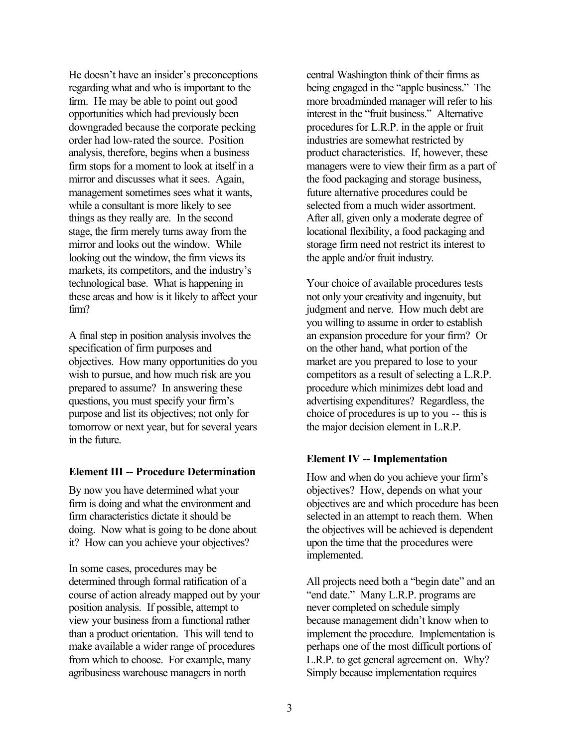He doesn't have an insider's preconceptions regarding what and who is important to the firm. He may be able to point out good opportunities which had previously been downgraded because the corporate pecking order had low-rated the source. Position analysis, therefore, begins when a business firm stops for a moment to look at itself in a mirror and discusses what it sees. Again, management sometimes sees what it wants, while a consultant is more likely to see things as they really are. In the second stage, the firm merely turns away from the mirror and looks out the window. While looking out the window, the firm views its markets, its competitors, and the industry's technological base. What is happening in these areas and how is it likely to affect your firm?

A final step in position analysis involves the specification of firm purposes and objectives. How many opportunities do you wish to pursue, and how much risk are you prepared to assume? In answering these questions, you must specify your firm's purpose and list its objectives; not only for tomorrow or next year, but for several years in the future.

### Element III -- Procedure Determination

By now you have determined what your firm is doing and what the environment and firm characteristics dictate it should be doing. Now what is going to be done about it? How can you achieve your objectives?

In some cases, procedures may be determined through formal ratification of a course of action already mapped out by your position analysis. If possible, attempt to view your business from a functional rather than a product orientation. This will tend to make available a wider range of procedures from which to choose. For example, many agribusiness warehouse managers in north central Washington think of their firms as being engaged in the "apple business." The more broadminded manager will refer to his interest in the "fruit business." Alternative procedures for L.R.P. in the apple or fruit industries are somewhat restricted by product characteristics. If, however, these managers were to view their firm as a part of the food packaging and storage business, future alternative procedures could be selected from a much wider assortment. After all, given only a moderate degree of locational flexibility, a food packaging and storage firm need not restrict its interest to the apple and/or fruit industry.

Your choice of available procedures tests not only your creativity and ingenuity, but judgment and nerve. How much debt are you willing to assume in order to establish an expansion procedure for your firm? Or on the other hand, what portion of the market are you prepared to lose to your competitors as a result of selecting a L.R.P. procedure which minimizes debt load and advertising expenditures? Regardless, the choice of procedures is up to you -- this is the major decision element in L.R.P.

### Element IV -- Implementation

How and when do you achieve your firm's objectives? How, depends on what your objectives are and which procedure has been selected in an attempt to reach them. When the objectives will be achieved is dependent upon the time that the procedures were implemented.

All projects need both a "begin date" and an "end date." Many L.R.P. programs are never completed on schedule simply because management didn't know when to implement the procedure. Implementation is perhaps one of the most difficult portions of L.R.P. to get general agreement on. Why? Simply because implementation requires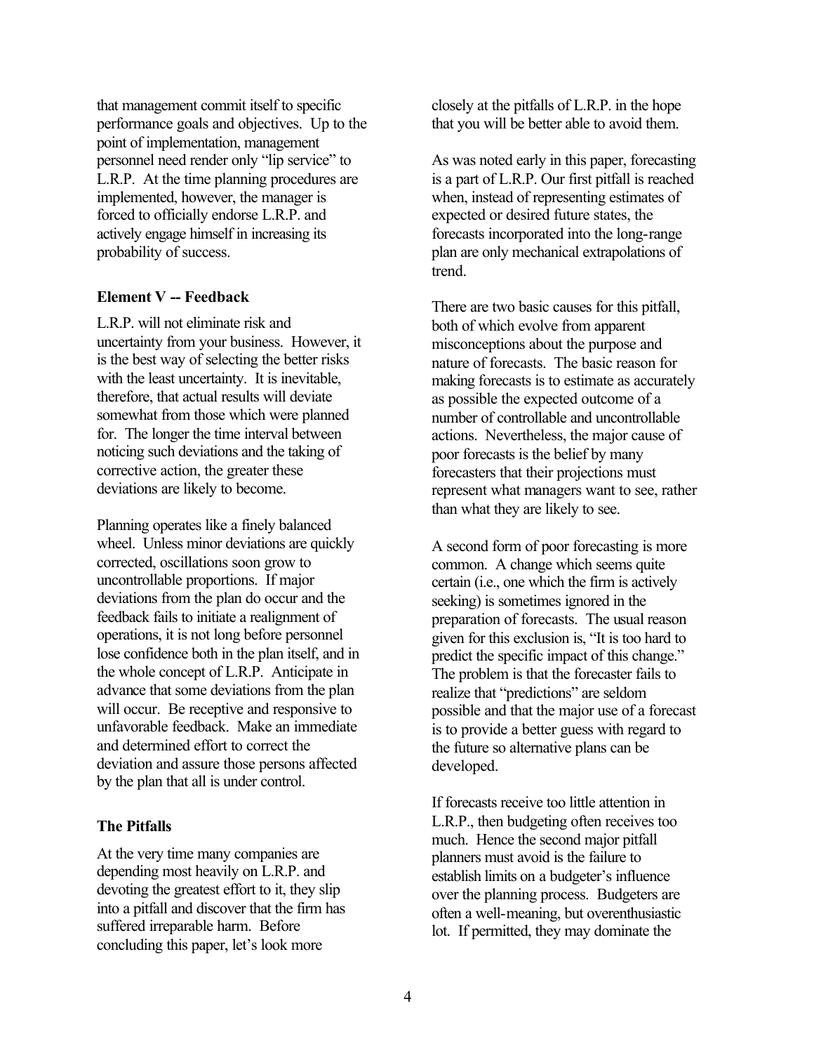that management commit itself to specific performance goals and objectives. Up to the point of implementation, management personnel need render only "lip service" to L.R.P. At the time planning procedures are implemented, however, the manager is forced to officially endorse L.R.P. and actively engage himself in increasing its probability of success.

### Element V -- Feedback

L.R.P. will not eliminate risk and uncertainty from your business. However, it is the best way of selecting the better risks with the least uncertainty. It is inevitable, therefore, that actual results will deviate somewhat from those which were planned for. The longer the time interval between noticing such deviations and the taking of corrective action, the greater these deviations are likely to become.

Planning operates like a finely balanced wheel. Unless minor deviations are quickly corrected, oscillations soon grow to uncontrollable proportions. If major deviations from the plan do occur and the feedback fails to initiate a realignment of operations, it is not long before personnel lose confidence both in the plan itself, and in the whole concept of L.R.P. Anticipate in advance that some deviations from the plan will occur. Be receptive and responsive to unfavorable feedback. Make an immediate and determined effort to correct the deviation and assure those persons affected by the plan that all is under control.

### The Pitfalls

At the very time many companies are depending most heavily on L.R.P. and devoting the greatest effort to it, they slip into a pitfall and discover that the firm has suffered irreparable harm. Before concluding this paper, let's look more closely at the pitfalls of L.R.P. in the hope that you will be better able to avoid them.

As was noted early in this paper, forecasting is a part of L.R.P. Our first pitfall is reached when, instead of representing estimates of expected or desired future states, the forecasts incorporated into the long-range plan are only mechanical extrapolations of trend.

There are two basic causes for this pitfall, both of which evolve from apparent misconceptions about the purpose and nature of forecasts. The basic reason for making forecasts is to estimate as accurately as possible the expected outcome of a number of controllable and uncontrollable actions. Nevertheless, the major cause of poor forecasts is the belief by many forecasters that their projections must represent what managers want to see, rather than what they are likely to see.

A second form of poor forecasting is more common. A change which seems quite certain (i.e., one which the firm is actively seeking) is sometimes ignored in the preparation of forecasts. The usual reason given for this exclusion is, "It is too hard to predict the specific impact of this change." The problem is that the forecaster fails to realize that "predictions" are seldom possible and that the major use of a forecast is to provide a better guess with regard to the future so alternative plans can be developed.

If forecasts receive too little attention in L.R.P., then budgeting often receives too much. Hence the second major pitfall planners must avoid is the failure to establish limits on a budgeter's influence over the planning process. Budgeters are often a well-meaning, but overenthusiastic lot. If permitted, they may dominate the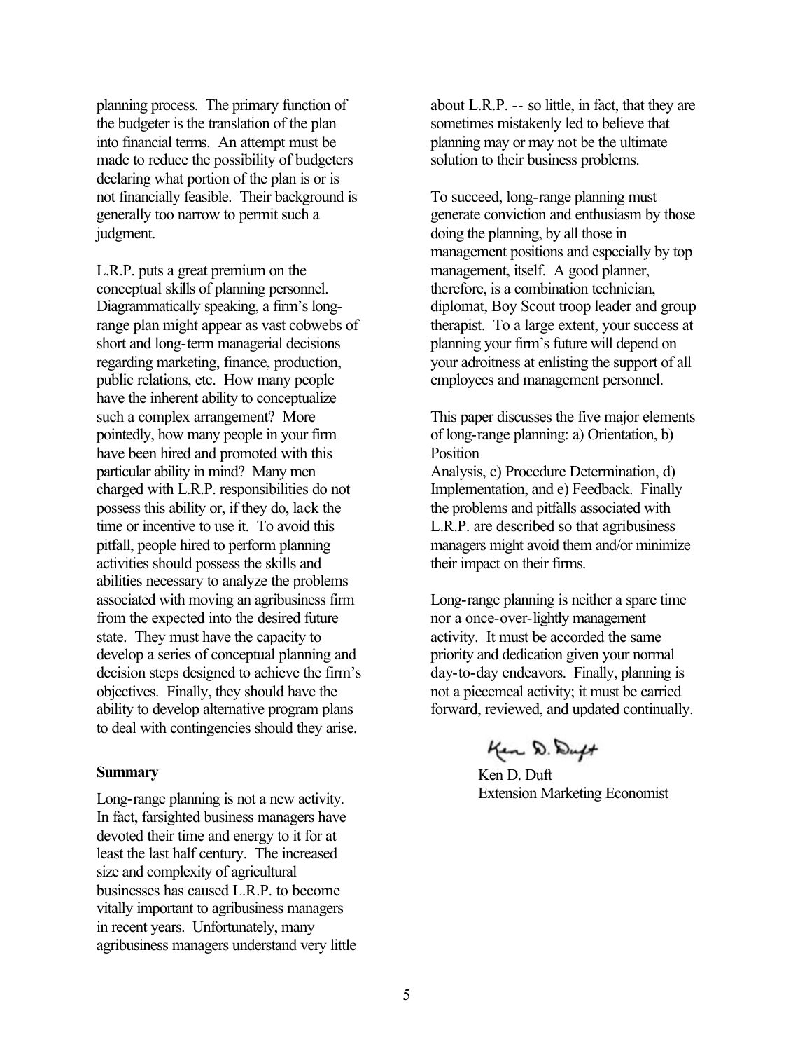planning process. The primary function of the budgeter is the translation of the plan into financial terms. An attempt must be made to reduce the possibility of budgeters declaring what portion of the plan is or is not financially feasible. Their background is generally too narrow to permit such a judgment.

L.R.P. puts a great premium on the conceptual skills of planning personnel. Diagrammatically speaking, a firm's long-range plan might appear as vast cobwebs of short and long-term managerial decisions regarding marketing, finance, production, public relations, etc. How many people have the inherent ability to conceptualize such a complex arrangement? More pointedly, how many people in your firm have been hired and promoted with this particular ability in mind? Many men charged with L.R.P. responsibilities do not possess this ability or, if they do, lack the time or incentive to use it. To avoid this pitfall, people hired to perform planning activities should possess the skills and abilities necessary to analyze the problems associated with moving an agribusiness firm from the expected into the desired future state. They must have the capacity to develop a series of conceptual planning and decision steps designed to achieve the firm's objectives. Finally, they should have the ability to develop alternative program plans to deal with contingencies should they arise.

**Summary**

Long-range planning is not a new activity. In fact, farsighted business managers have devoted their time and energy to it for at least the last half century. The increased size and complexity of agricultural businesses has caused L.R.P. to become vitally important to agribusiness managers in recent years. Unfortunately, many agribusiness managers understand very little about L.R.P. -- so little, in fact, that they are sometimes mistakenly led to believe that planning may or may not be the ultimate solution to their business problems.

To succeed, long-range planning must generate conviction and enthusiasm by those doing the planning, by all those in management positions and especially by top management, itself. A good planner, therefore, is a combination technician, diplomat, Boy Scout troop leader and group therapist. To a large extent, your success at planning your firm's future will depend on your adroitness at enlisting the support of all employees and management personnel.

This paper discusses the five major elements of long-range planning: a) Orientation, b) Position Analysis, c) Procedure Determination, d) Implementation, and e) Feedback. Finally the problems and pitfalls associated with L.R.P. are described so that agribusiness managers might avoid them and/or minimize their impact on their firms.

Long-range planning is neither a spare time nor a once-over-lightly management activity. It must be accorded the same priority and dedication given your normal day-to-day endeavors. Finally, planning is not a piecemeal activity; it must be carried forward, reviewed, and updated continually.

Ken D. Duft
Extension Marketing Economist